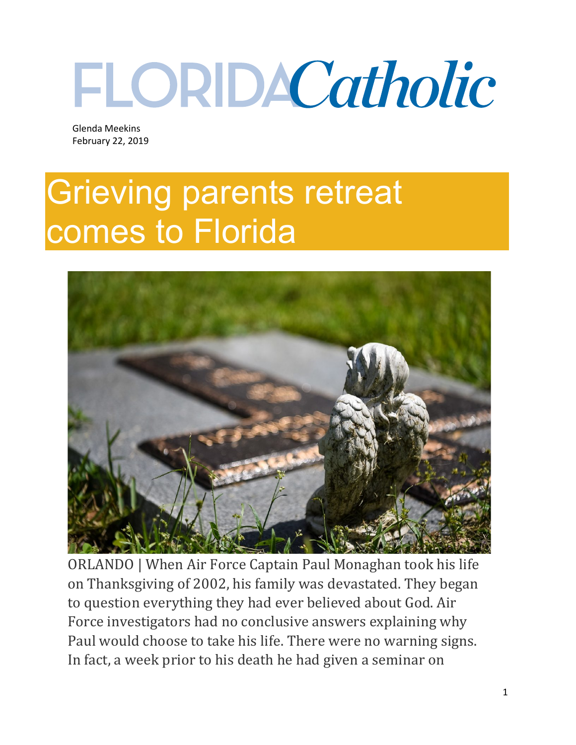FLORIDA*Catholic*

Glenda Meekins
February 22, 2019

# Grieving parents retreat comes to Florida

ORLANDO | When Air Force Captain Paul Monaghan took his life on Thanksgiving of 2002, his family was devastated. They began to question everything they had ever believed about God. Air Force investigators had no conclusive answers explaining why Paul would choose to take his life. There were no warning signs. In fact, a week prior to his death he had given a seminar on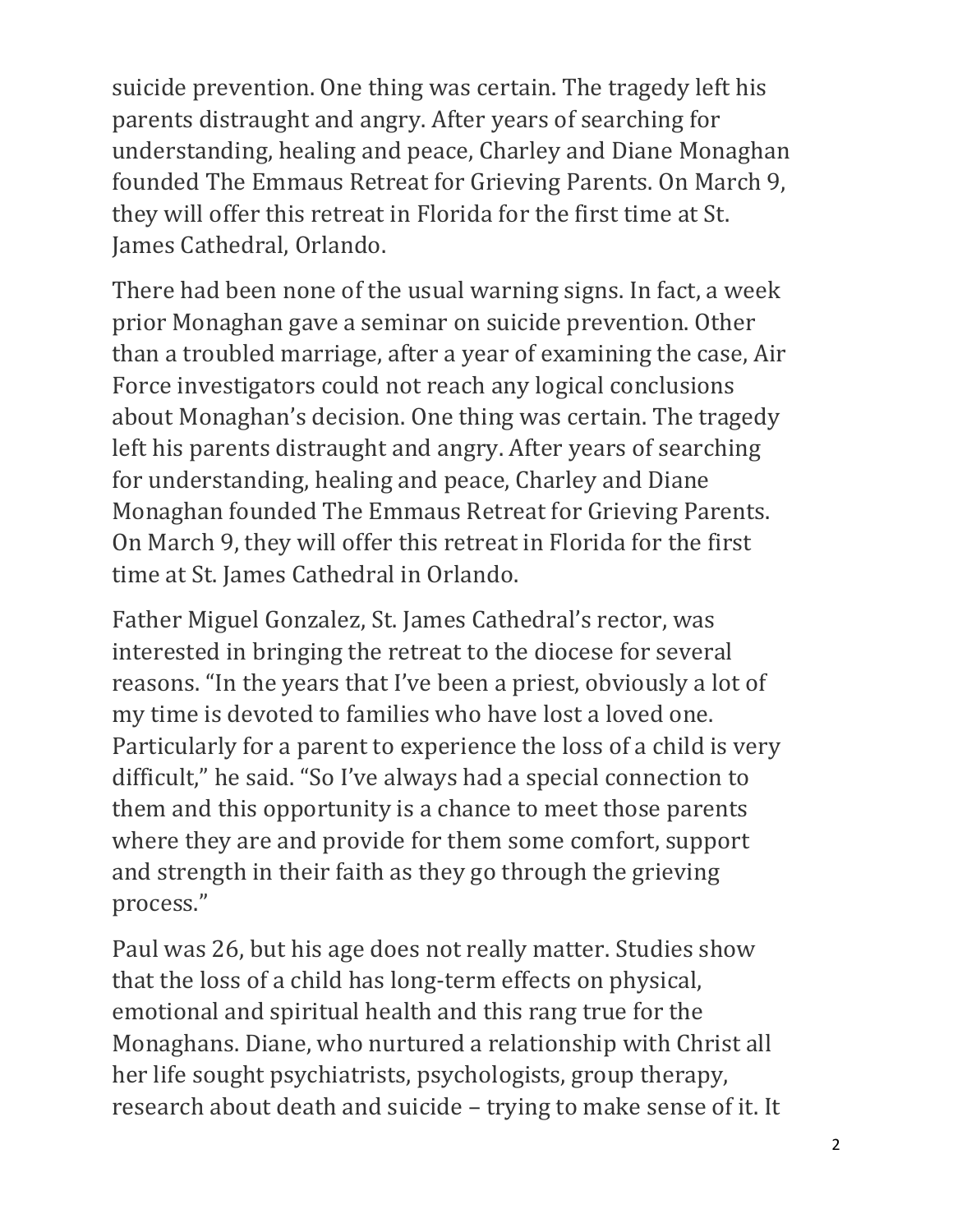suicide prevention. One thing was certain. The tragedy left his parents distraught and angry. After years of searching for understanding, healing and peace, Charley and Diane Monaghan founded The Emmaus Retreat for Grieving Parents. On March 9, they will offer this retreat in Florida for the first time at St. James Cathedral, Orlando.

There had been none of the usual warning signs. In fact, a week prior Monaghan gave a seminar on suicide prevention. Other than a troubled marriage, after a year of examining the case, Air Force investigators could not reach any logical conclusions about Monaghan's decision. One thing was certain. The tragedy left his parents distraught and angry. After years of searching for understanding, healing and peace, Charley and Diane Monaghan founded The Emmaus Retreat for Grieving Parents. On March 9, they will offer this retreat in Florida for the first time at St. James Cathedral in Orlando.

Father Miguel Gonzalez, St. James Cathedral's rector, was interested in bringing the retreat to the diocese for several reasons. "In the years that I've been a priest, obviously a lot of my time is devoted to families who have lost a loved one. Particularly for a parent to experience the loss of a child is very difficult," he said. "So I've always had a special connection to them and this opportunity is a chance to meet those parents where they are and provide for them some comfort, support and strength in their faith as they go through the grieving process."

Paul was 26, but his age does not really matter. Studies show that the loss of a child has long-term effects on physical, emotional and spiritual health and this rang true for the Monaghans. Diane, who nurtured a relationship with Christ all her life sought psychiatrists, psychologists, group therapy, research about death and suicide – trying to make sense of it. It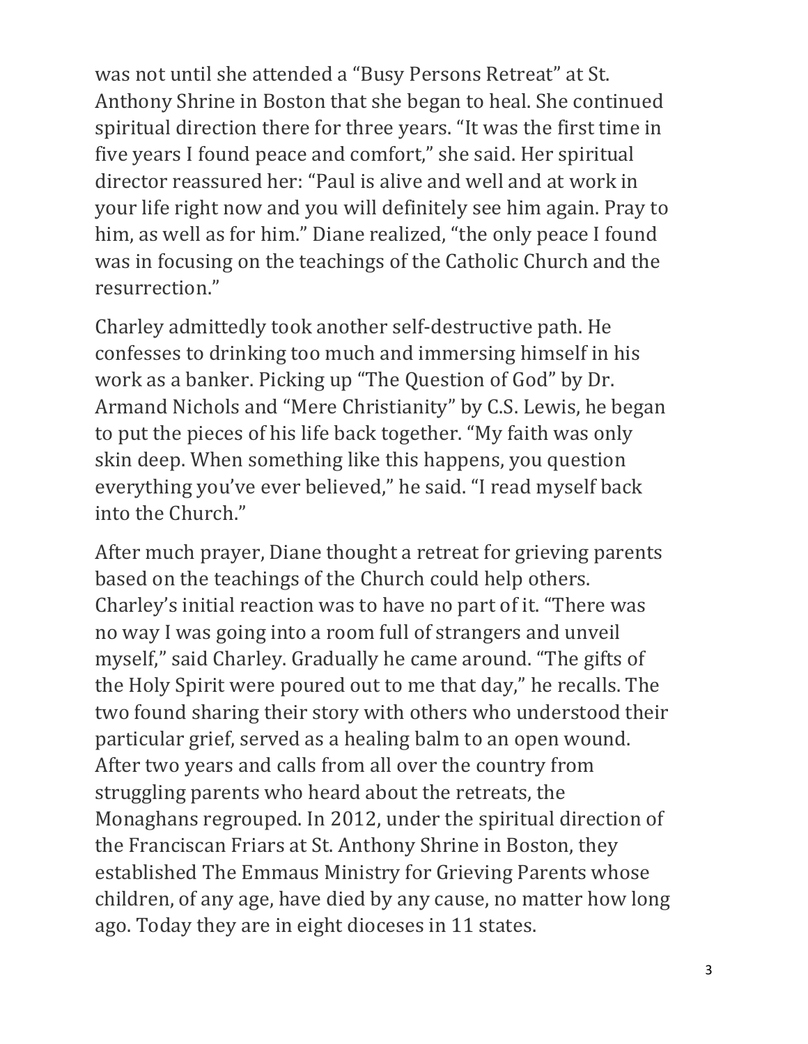was not until she attended a "Busy Persons Retreat" at St. Anthony Shrine in Boston that she began to heal. She continued spiritual direction there for three years. "It was the first time in five years I found peace and comfort," she said. Her spiritual director reassured her: "Paul is alive and well and at work in your life right now and you will definitely see him again. Pray to him, as well as for him." Diane realized, "the only peace I found was in focusing on the teachings of the Catholic Church and the resurrection."

Charley admittedly took another self-destructive path. He confesses to drinking too much and immersing himself in his work as a banker. Picking up "The Question of God" by Dr. Armand Nichols and "Mere Christianity" by C.S. Lewis, he began to put the pieces of his life back together. "My faith was only skin deep. When something like this happens, you question everything you've ever believed," he said. "I read myself back into the Church."

After much prayer, Diane thought a retreat for grieving parents based on the teachings of the Church could help others. Charley's initial reaction was to have no part of it. "There was no way I was going into a room full of strangers and unveil myself," said Charley. Gradually he came around. "The gifts of the Holy Spirit were poured out to me that day," he recalls. The two found sharing their story with others who understood their particular grief, served as a healing balm to an open wound. After two years and calls from all over the country from struggling parents who heard about the retreats, the Monaghans regrouped. In 2012, under the spiritual direction of the Franciscan Friars at St. Anthony Shrine in Boston, they established The Emmaus Ministry for Grieving Parents whose children, of any age, have died by any cause, no matter how long ago. Today they are in eight dioceses in 11 states.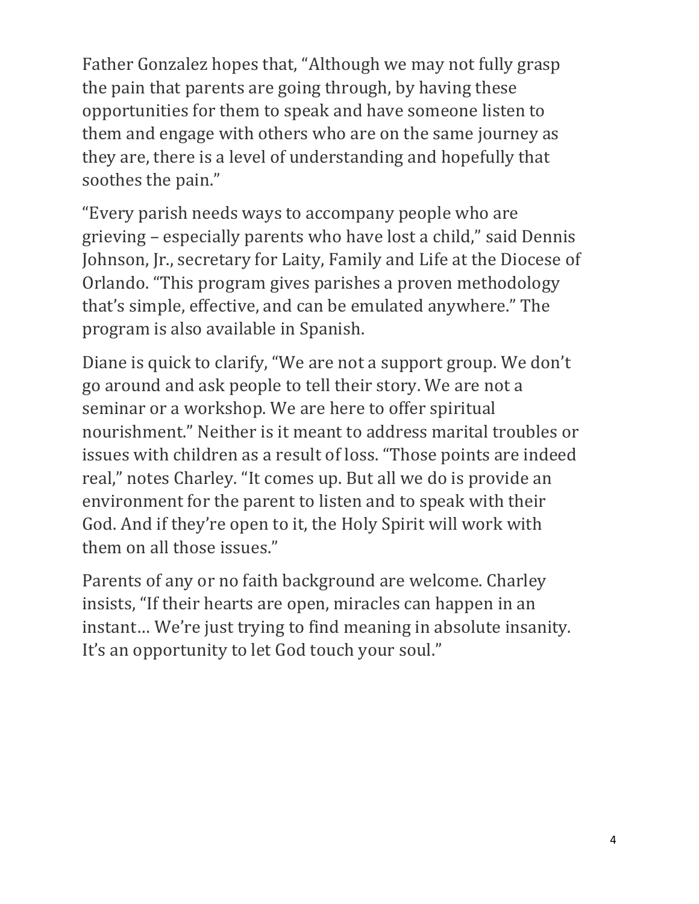Father Gonzalez hopes that, "Although we may not fully grasp the pain that parents are going through, by having these opportunities for them to speak and have someone listen to them and engage with others who are on the same journey as they are, there is a level of understanding and hopefully that soothes the pain."

"Every parish needs ways to accompany people who are grieving – especially parents who have lost a child," said Dennis Johnson, Jr., secretary for Laity, Family and Life at the Diocese of Orlando. "This program gives parishes a proven methodology that's simple, effective, and can be emulated anywhere." The program is also available in Spanish.

Diane is quick to clarify, "We are not a support group. We don't go around and ask people to tell their story. We are not a seminar or a workshop. We are here to offer spiritual nourishment." Neither is it meant to address marital troubles or issues with children as a result of loss. "Those points are indeed real," notes Charley. "It comes up. But all we do is provide an environment for the parent to listen and to speak with their God. And if they're open to it, the Holy Spirit will work with them on all those issues."

Parents of any or no faith background are welcome. Charley insists, "If their hearts are open, miracles can happen in an instant… We're just trying to find meaning in absolute insanity. It's an opportunity to let God touch your soul."